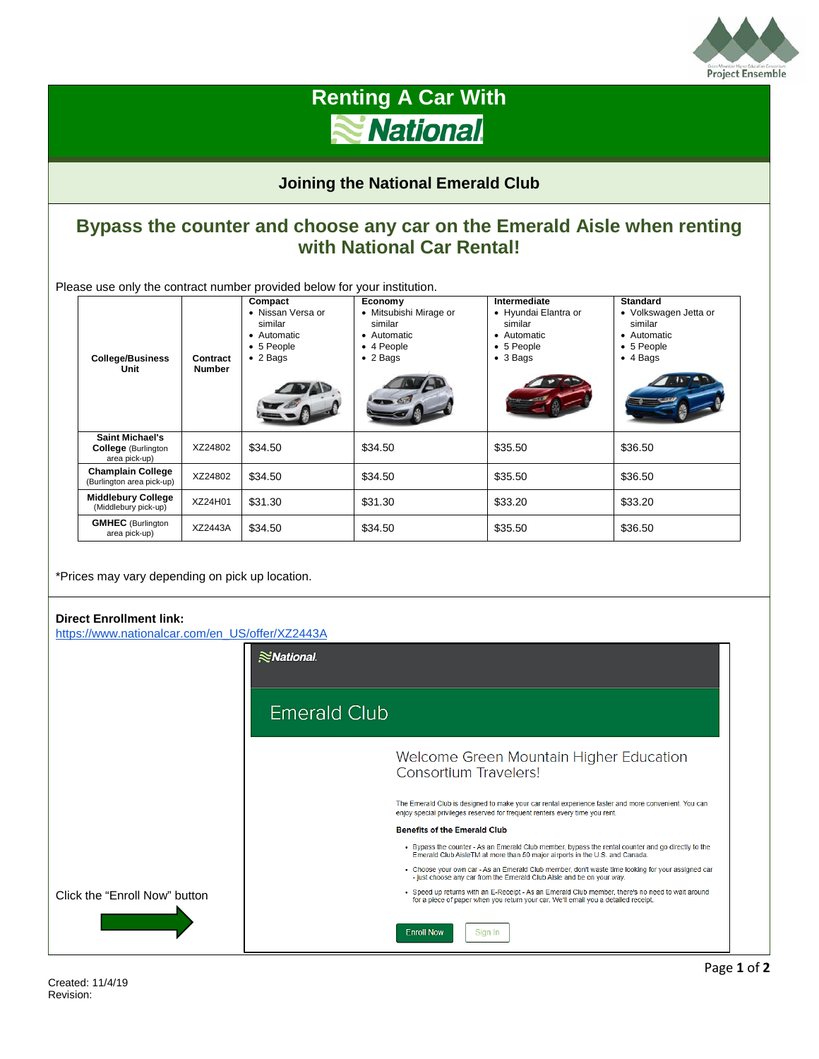# Renting A Car With National

## Joining the National Emerald Club

## Bypass the counter and choose any car on the Emerald Aisle when renting with National Car Rental!

Please use only the contract number provided below for your institution.

| College/Business Unit | Contract Number | Compact • Nissan Versa or similar • Automatic • 5 People • 2 Bags | Economy • Mitsubishi Mirage or similar • Automatic • 4 People • 2 Bags | Intermediate • Hyundai Elantra or similar • Automatic • 5 People • 3 Bags | Standard • Volkswagen Jetta or similar • Automatic • 5 People • 4 Bags |
|---|---|---|---|---|---|
| **Saint Michael's College** (Burlington area pick-up) | XZ24802 | $34.50 | $34.50 | $35.50 | $36.50 |
| **Champlain College** (Burlington area pick-up) | XZ24802 | $34.50 | $34.50 | $35.50 | $36.50 |
| **Middlebury College** (Middlebury pick-up) | XZ24H01 | $31.30 | $31.30 | $33.20 | $33.20 |
| **GMHEC** (Burlington area pick-up) | XZ2443A | $34.50 | $34.50 | $35.50 | $36.50 |

*Prices may vary depending on pick up location.

**Direct Enrollment link:**
https://www.nationalcar.com/en_US/offer/XZ2443A

Click the "Enroll Now" button

National

Emerald Club

Welcome Green Mountain Higher Education Consortium Travelers!

The Emerald Club is designed to make your car rental experience faster and more convenient. You can enjoy special privileges reserved for frequent renters every time you rent.

**Benefits of the Emerald Club**

- Bypass the counter - As an Emerald Club member, bypass the rental counter and go directly to the Emerald Club AisleTM at more than 50 major airports in the U.S. and Canada.
- Choose your own car - As an Emerald Club member, don't waste time looking for your assigned car - just choose any car from the Emerald Club Aisle and be on your way.
- Speed up returns with an E-Receipt - As an Emerald Club member, there's no need to wait around for a piece of paper when you return your car. We'll email you a detailed receipt.

Enroll Now | Sign In

Created: 11/4/19
Revision: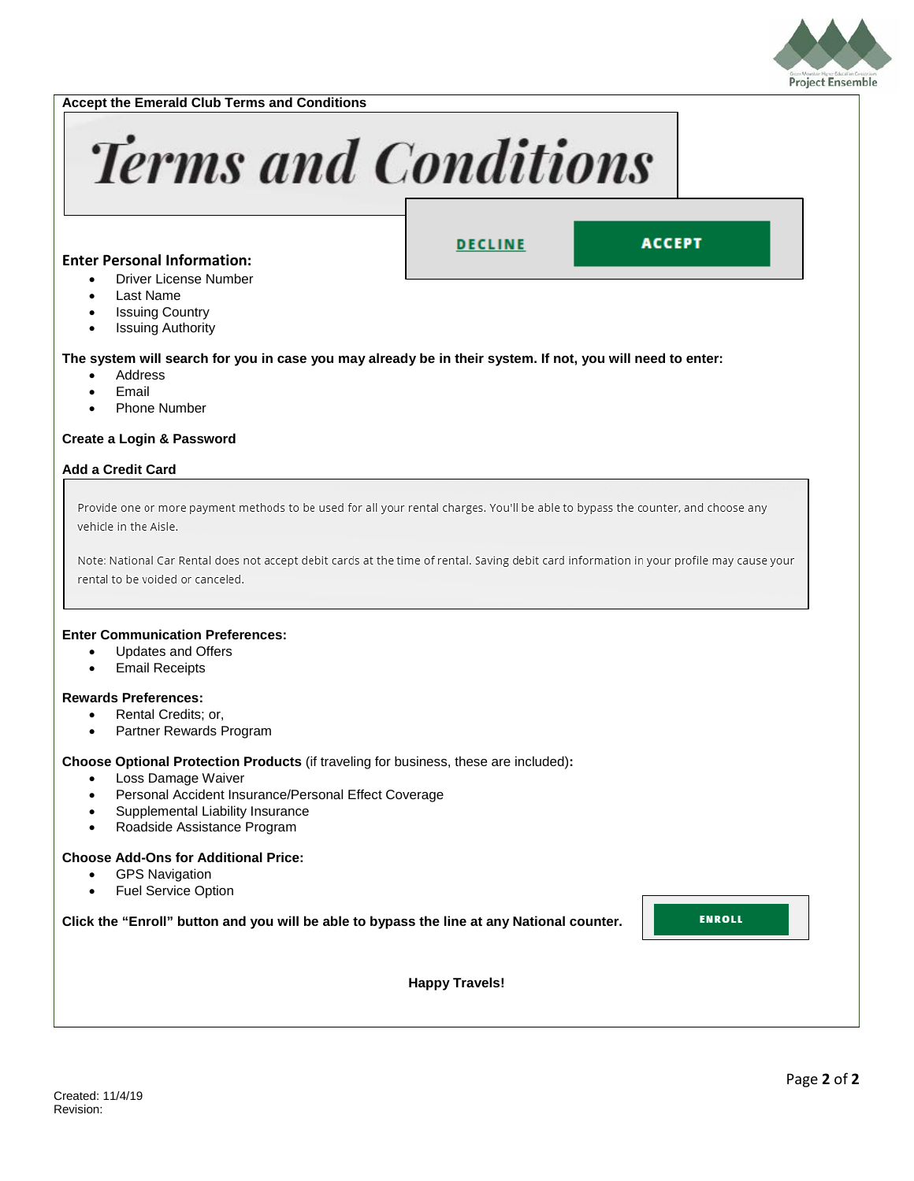**Accept the Emerald Club Terms and Conditions**

Terms and Conditions

DECLINE ACCEPT

**Enter Personal Information:**

- Driver License Number
- Last Name
- Issuing Country
- Issuing Authority

**The system will search for you in case you may already be in their system. If not, you will need to enter:**

- Address
- Email
- Phone Number

**Create a Login & Password**

**Add a Credit Card**

Provide one or more payment methods to be used for all your rental charges. You'll be able to bypass the counter, and choose any vehicle in the Aisle.

Note: National Car Rental does not accept debit cards at the time of rental. Saving debit card information in your profile may cause your rental to be voided or canceled.

**Enter Communication Preferences:**

- Updates and Offers
- Email Receipts

**Rewards Preferences:**

- Rental Credits; or,
- Partner Rewards Program

**Choose Optional Protection Products** (if traveling for business, these are included)**:**

- Loss Damage Waiver
- Personal Accident Insurance/Personal Effect Coverage
- Supplemental Liability Insurance
- Roadside Assistance Program

**Choose Add-Ons for Additional Price:**

- GPS Navigation
- Fuel Service Option

**Click the "Enroll" button and you will be able to bypass the line at any National counter.**

ENROLL

**Happy Travels!**

Created: 11/4/19
Revision: